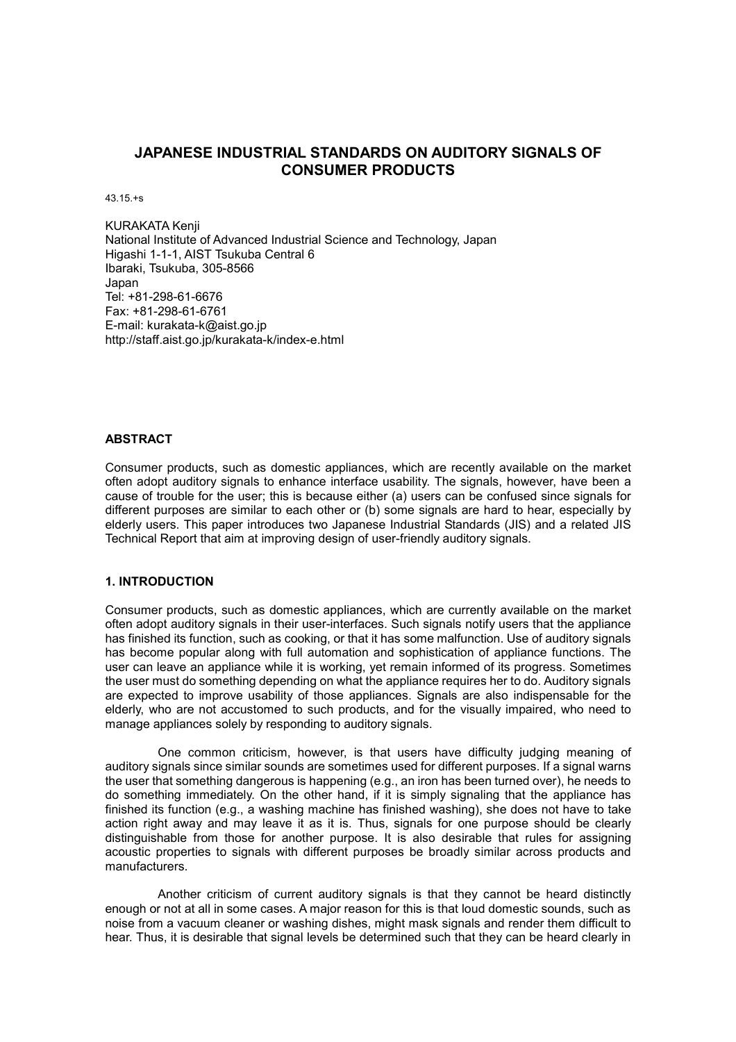# JAPANESE INDUSTRIAL STANDARDS ON AUDITORY SIGNALS OF CONSUMER PRODUCTS

43.15.+s

KURAKATA Kenji
National Institute of Advanced Industrial Science and Technology, Japan
Higashi 1-1-1, AIST Tsukuba Central 6
Ibaraki, Tsukuba, 305-8566
Japan
Tel: +81-298-61-6676
Fax: +81-298-61-6761
E-mail: kurakata-k@aist.go.jp
http://staff.aist.go.jp/kurakata-k/index-e.html

## ABSTRACT

Consumer products, such as domestic appliances, which are recently available on the market often adopt auditory signals to enhance interface usability. The signals, however, have been a cause of trouble for the user; this is because either (a) users can be confused since signals for different purposes are similar to each other or (b) some signals are hard to hear, especially by elderly users. This paper introduces two Japanese Industrial Standards (JIS) and a related JIS Technical Report that aim at improving design of user-friendly auditory signals.

## 1. INTRODUCTION

Consumer products, such as domestic appliances, which are currently available on the market often adopt auditory signals in their user-interfaces. Such signals notify users that the appliance has finished its function, such as cooking, or that it has some malfunction. Use of auditory signals has become popular along with full automation and sophistication of appliance functions. The user can leave an appliance while it is working, yet remain informed of its progress. Sometimes the user must do something depending on what the appliance requires her to do. Auditory signals are expected to improve usability of those appliances. Signals are also indispensable for the elderly, who are not accustomed to such products, and for the visually impaired, who need to manage appliances solely by responding to auditory signals.

One common criticism, however, is that users have difficulty judging meaning of auditory signals since similar sounds are sometimes used for different purposes. If a signal warns the user that something dangerous is happening (e.g., an iron has been turned over), he needs to do something immediately. On the other hand, if it is simply signaling that the appliance has finished its function (e.g., a washing machine has finished washing), she does not have to take action right away and may leave it as it is. Thus, signals for one purpose should be clearly distinguishable from those for another purpose. It is also desirable that rules for assigning acoustic properties to signals with different purposes be broadly similar across products and manufacturers.

Another criticism of current auditory signals is that they cannot be heard distinctly enough or not at all in some cases. A major reason for this is that loud domestic sounds, such as noise from a vacuum cleaner or washing dishes, might mask signals and render them difficult to hear. Thus, it is desirable that signal levels be determined such that they can be heard clearly in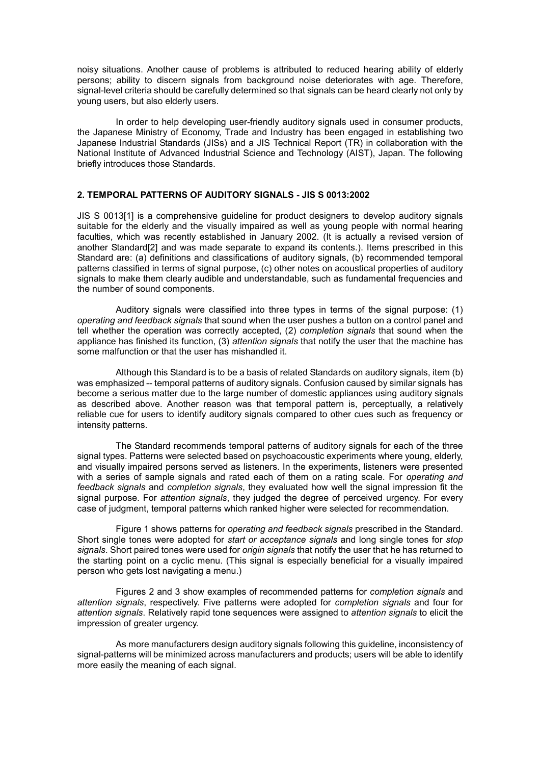noisy situations. Another cause of problems is attributed to reduced hearing ability of elderly persons; ability to discern signals from background noise deteriorates with age. Therefore, signal-level criteria should be carefully determined so that signals can be heard clearly not only by young users, but also elderly users.

In order to help developing user-friendly auditory signals used in consumer products, the Japanese Ministry of Economy, Trade and Industry has been engaged in establishing two Japanese Industrial Standards (JISs) and a JIS Technical Report (TR) in collaboration with the National Institute of Advanced Industrial Science and Technology (AIST), Japan. The following briefly introduces those Standards.

## 2. TEMPORAL PATTERNS OF AUDITORY SIGNALS - JIS S 0013:2002

JIS S 0013[1] is a comprehensive guideline for product designers to develop auditory signals suitable for the elderly and the visually impaired as well as young people with normal hearing faculties, which was recently established in January 2002. (It is actually a revised version of another Standard[2] and was made separate to expand its contents.). Items prescribed in this Standard are: (a) definitions and classifications of auditory signals, (b) recommended temporal patterns classified in terms of signal purpose, (c) other notes on acoustical properties of auditory signals to make them clearly audible and understandable, such as fundamental frequencies and the number of sound components.

Auditory signals were classified into three types in terms of the signal purpose: (1) *operating and feedback signals* that sound when the user pushes a button on a control panel and tell whether the operation was correctly accepted, (2) *completion signals* that sound when the appliance has finished its function, (3) *attention signals* that notify the user that the machine has some malfunction or that the user has mishandled it.

Although this Standard is to be a basis of related Standards on auditory signals, item (b) was emphasized -- temporal patterns of auditory signals. Confusion caused by similar signals has become a serious matter due to the large number of domestic appliances using auditory signals as described above. Another reason was that temporal pattern is, perceptually, a relatively reliable cue for users to identify auditory signals compared to other cues such as frequency or intensity patterns.

The Standard recommends temporal patterns of auditory signals for each of the three signal types. Patterns were selected based on psychoacoustic experiments where young, elderly, and visually impaired persons served as listeners. In the experiments, listeners were presented with a series of sample signals and rated each of them on a rating scale. For *operating and feedback signals* and *completion signals*, they evaluated how well the signal impression fit the signal purpose. For *attention signals*, they judged the degree of perceived urgency. For every case of judgment, temporal patterns which ranked higher were selected for recommendation.

Figure 1 shows patterns for *operating and feedback signals* prescribed in the Standard. Short single tones were adopted for *start or acceptance signals* and long single tones for *stop signals*. Short paired tones were used for *origin signals* that notify the user that he has returned to the starting point on a cyclic menu. (This signal is especially beneficial for a visually impaired person who gets lost navigating a menu.)

Figures 2 and 3 show examples of recommended patterns for *completion signals* and *attention signals*, respectively. Five patterns were adopted for *completion signals* and four for *attention signals*. Relatively rapid tone sequences were assigned to *attention signals* to elicit the impression of greater urgency.

As more manufacturers design auditory signals following this guideline, inconsistency of signal-patterns will be minimized across manufacturers and products; users will be able to identify more easily the meaning of each signal.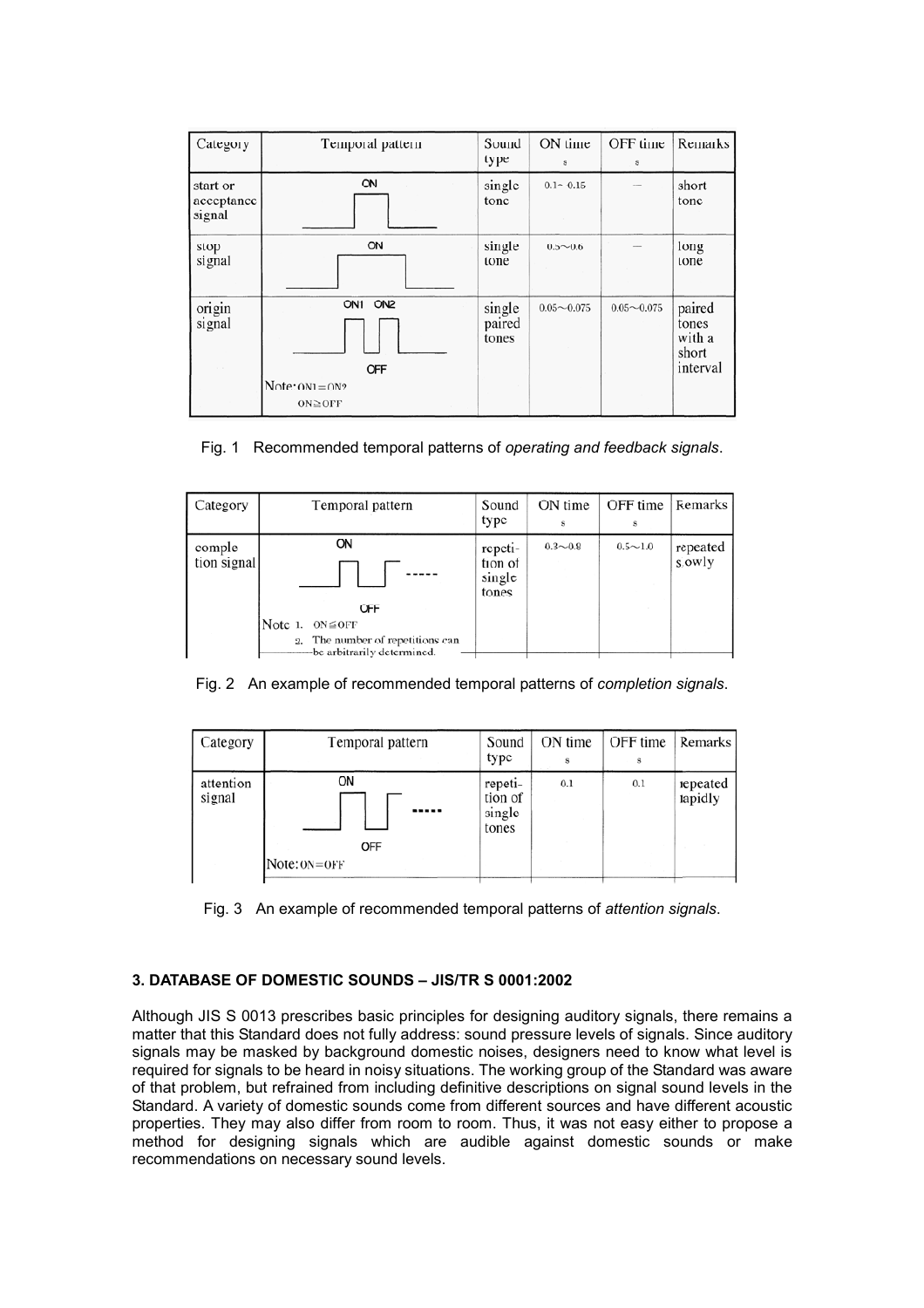| Category | Temporal pattern | Sound type | ON time s | OFF time s | Remarks |
|---|---|---|---|---|---|
| start or acceptance signal | ON | single tone | 0.1～0.15 | — | short tone |
| stop signal | ON | single tone | 0.5～0.6 | — | long tone |
| origin signal | ON1 ON2 OFF Note: ON1＝ON2 ON≧OFF | single paired tones | 0.05～0.075 | 0.05～0.075 | paired tones with a short interval |

Fig. 1 Recommended temporal patterns of *operating and feedback signals*.

| Category | Temporal pattern | Sound type | ON time s | OFF time s | Remarks |
|---|---|---|---|---|---|
| completion signal | ON ----- OFF Note 1. ON≦OFF 2. The number of repetitions can be arbitrarily determined. | repetition of single tones | 0.3～0.8 | 0.5～1.0 | repeated slowly |

Fig. 2 An example of recommended temporal patterns of *completion signals*.

| Category | Temporal pattern | Sound type | ON time s | OFF time s | Remarks |
|---|---|---|---|---|---|
| attention signal | ON ----- OFF Note: ON＝OFF | repetition of single tones | 0.1 | 0.1 | repeated rapidly |

Fig. 3 An example of recommended temporal patterns of *attention signals*.

## 3. DATABASE OF DOMESTIC SOUNDS – JIS/TR S 0001:2002

Although JIS S 0013 prescribes basic principles for designing auditory signals, there remains a matter that this Standard does not fully address: sound pressure levels of signals. Since auditory signals may be masked by background domestic noises, designers need to know what level is required for signals to be heard in noisy situations. The working group of the Standard was aware of that problem, but refrained from including definitive descriptions on signal sound levels in the Standard. A variety of domestic sounds come from different sources and have different acoustic properties. They may also differ from room to room. Thus, it was not easy either to propose a method for designing signals which are audible against domestic sounds or make recommendations on necessary sound levels.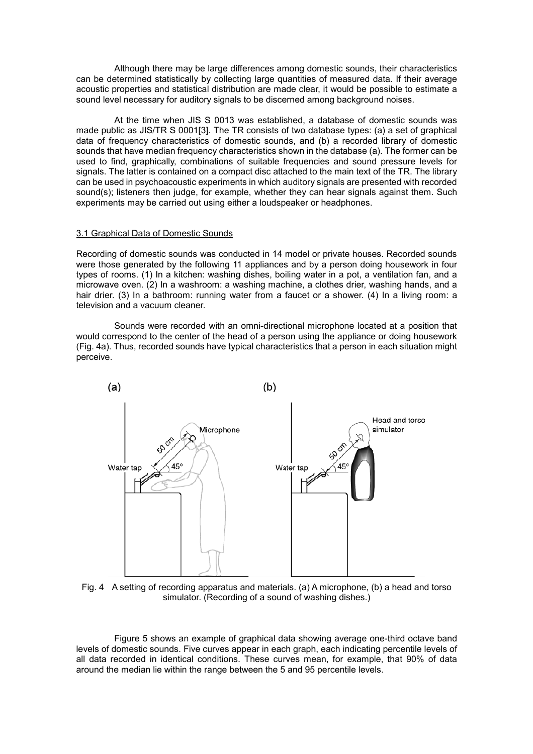Although there may be large differences among domestic sounds, their characteristics can be determined statistically by collecting large quantities of measured data. If their average acoustic properties and statistical distribution are made clear, it would be possible to estimate a sound level necessary for auditory signals to be discerned among background noises.

At the time when JIS S 0013 was established, a database of domestic sounds was made public as JIS/TR S 0001[3]. The TR consists of two database types: (a) a set of graphical data of frequency characteristics of domestic sounds, and (b) a recorded library of domestic sounds that have median frequency characteristics shown in the database (a). The former can be used to find, graphically, combinations of suitable frequencies and sound pressure levels for signals. The latter is contained on a compact disc attached to the main text of the TR. The library can be used in psychoacoustic experiments in which auditory signals are presented with recorded sound(s); listeners then judge, for example, whether they can hear signals against them. Such experiments may be carried out using either a loudspeaker or headphones.

### 3.1 Graphical Data of Domestic Sounds

Recording of domestic sounds was conducted in 14 model or private houses. Recorded sounds were those generated by the following 11 appliances and by a person doing housework in four types of rooms. (1) In a kitchen: washing dishes, boiling water in a pot, a ventilation fan, and a microwave oven. (2) In a washroom: a washing machine, a clothes drier, washing hands, and a hair drier. (3) In a bathroom: running water from a faucet or a shower. (4) In a living room: a television and a vacuum cleaner.

Sounds were recorded with an omni-directional microphone located at a position that would correspond to the center of the head of a person using the appliance or doing housework (Fig. 4a). Thus, recorded sounds have typical characteristics that a person in each situation might perceive.

Fig. 4 A setting of recording apparatus and materials. (a) A microphone, (b) a head and torso simulator. (Recording of a sound of washing dishes.)

Figure 5 shows an example of graphical data showing average one-third octave band levels of domestic sounds. Five curves appear in each graph, each indicating percentile levels of all data recorded in identical conditions. These curves mean, for example, that 90% of data around the median lie within the range between the 5 and 95 percentile levels.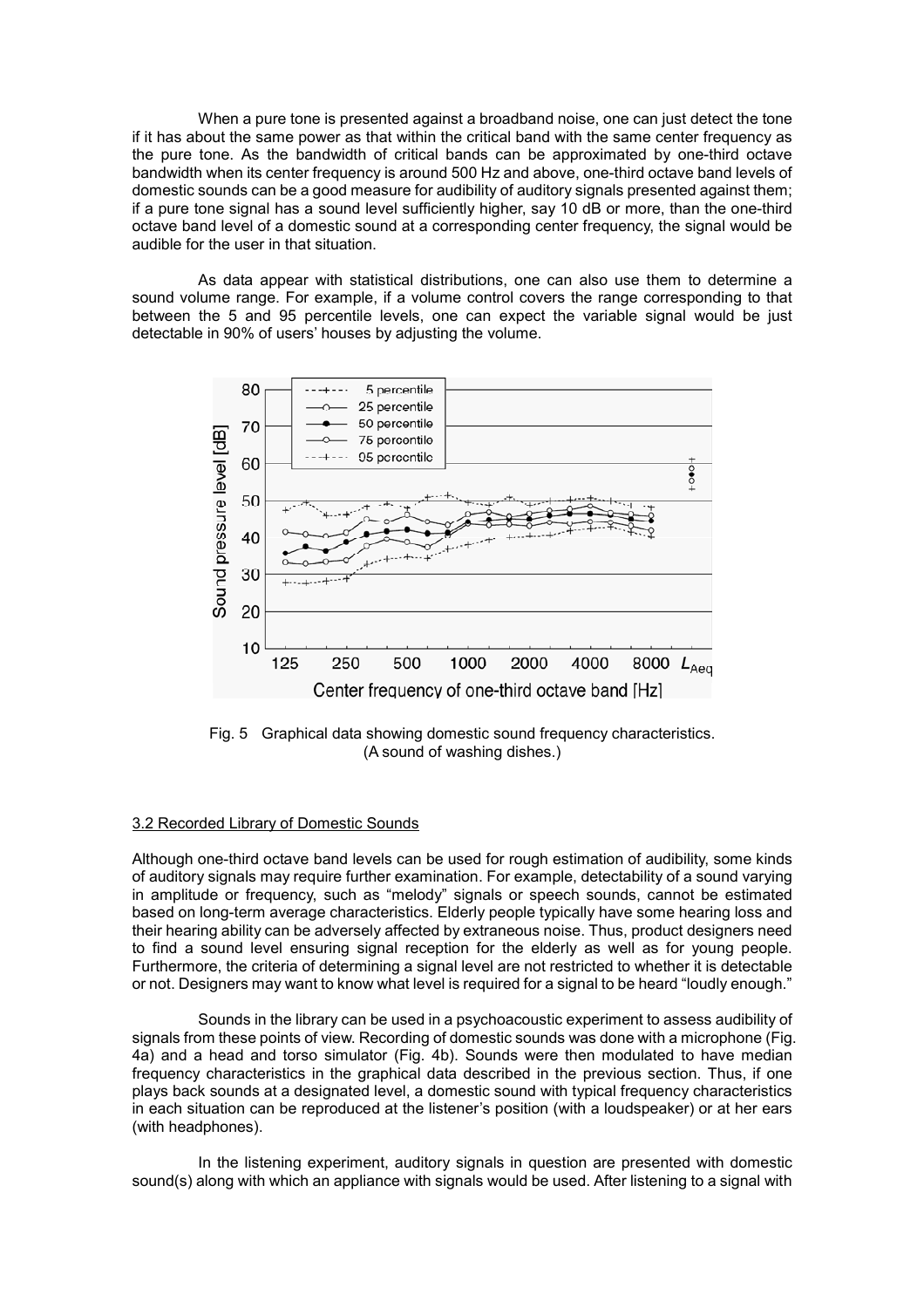When a pure tone is presented against a broadband noise, one can just detect the tone if it has about the same power as that within the critical band with the same center frequency as the pure tone. As the bandwidth of critical bands can be approximated by one-third octave bandwidth when its center frequency is around 500 Hz and above, one-third octave band levels of domestic sounds can be a good measure for audibility of auditory signals presented against them; if a pure tone signal has a sound level sufficiently higher, say 10 dB or more, than the one-third octave band level of a domestic sound at a corresponding center frequency, the signal would be audible for the user in that situation.

As data appear with statistical distributions, one can also use them to determine a sound volume range. For example, if a volume control covers the range corresponding to that between the 5 and 95 percentile levels, one can expect the variable signal would be just detectable in 90% of users' houses by adjusting the volume.

Fig. 5 Graphical data showing domestic sound frequency characteristics. (A sound of washing dishes.)

### 3.2 Recorded Library of Domestic Sounds

Although one-third octave band levels can be used for rough estimation of audibility, some kinds of auditory signals may require further examination. For example, detectability of a sound varying in amplitude or frequency, such as "melody" signals or speech sounds, cannot be estimated based on long-term average characteristics. Elderly people typically have some hearing loss and their hearing ability can be adversely affected by extraneous noise. Thus, product designers need to find a sound level ensuring signal reception for the elderly as well as for young people. Furthermore, the criteria of determining a signal level are not restricted to whether it is detectable or not. Designers may want to know what level is required for a signal to be heard "loudly enough."

Sounds in the library can be used in a psychoacoustic experiment to assess audibility of signals from these points of view. Recording of domestic sounds was done with a microphone (Fig. 4a) and a head and torso simulator (Fig. 4b). Sounds were then modulated to have median frequency characteristics in the graphical data described in the previous section. Thus, if one plays back sounds at a designated level, a domestic sound with typical frequency characteristics in each situation can be reproduced at the listener's position (with a loudspeaker) or at her ears (with headphones).

In the listening experiment, auditory signals in question are presented with domestic sound(s) along with which an appliance with signals would be used. After listening to a signal with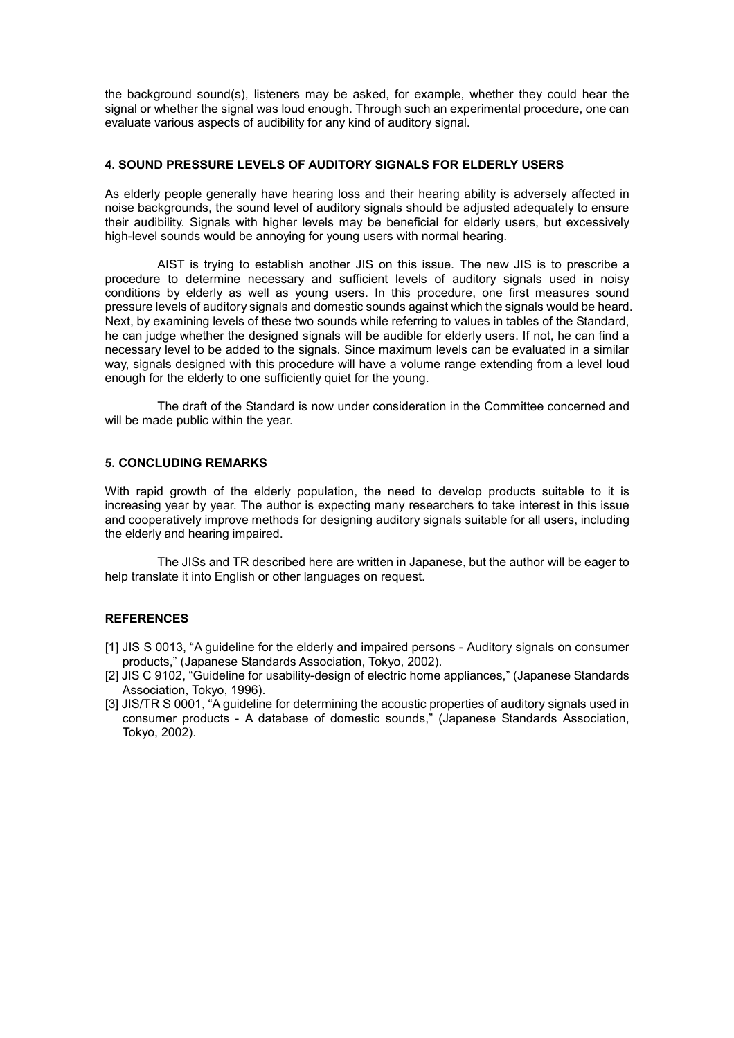the background sound(s), listeners may be asked, for example, whether they could hear the signal or whether the signal was loud enough. Through such an experimental procedure, one can evaluate various aspects of audibility for any kind of auditory signal.

## 4. SOUND PRESSURE LEVELS OF AUDITORY SIGNALS FOR ELDERLY USERS

As elderly people generally have hearing loss and their hearing ability is adversely affected in noise backgrounds, the sound level of auditory signals should be adjusted adequately to ensure their audibility. Signals with higher levels may be beneficial for elderly users, but excessively high-level sounds would be annoying for young users with normal hearing.

AIST is trying to establish another JIS on this issue. The new JIS is to prescribe a procedure to determine necessary and sufficient levels of auditory signals used in noisy conditions by elderly as well as young users. In this procedure, one first measures sound pressure levels of auditory signals and domestic sounds against which the signals would be heard. Next, by examining levels of these two sounds while referring to values in tables of the Standard, he can judge whether the designed signals will be audible for elderly users. If not, he can find a necessary level to be added to the signals. Since maximum levels can be evaluated in a similar way, signals designed with this procedure will have a volume range extending from a level loud enough for the elderly to one sufficiently quiet for the young.

The draft of the Standard is now under consideration in the Committee concerned and will be made public within the year.

## 5. CONCLUDING REMARKS

With rapid growth of the elderly population, the need to develop products suitable to it is increasing year by year. The author is expecting many researchers to take interest in this issue and cooperatively improve methods for designing auditory signals suitable for all users, including the elderly and hearing impaired.

The JISs and TR described here are written in Japanese, but the author will be eager to help translate it into English or other languages on request.

## REFERENCES

[1] JIS S 0013, "A guideline for the elderly and impaired persons - Auditory signals on consumer products," (Japanese Standards Association, Tokyo, 2002).

[2] JIS C 9102, "Guideline for usability-design of electric home appliances," (Japanese Standards Association, Tokyo, 1996).

[3] JIS/TR S 0001, "A guideline for determining the acoustic properties of auditory signals used in consumer products - A database of domestic sounds," (Japanese Standards Association, Tokyo, 2002).